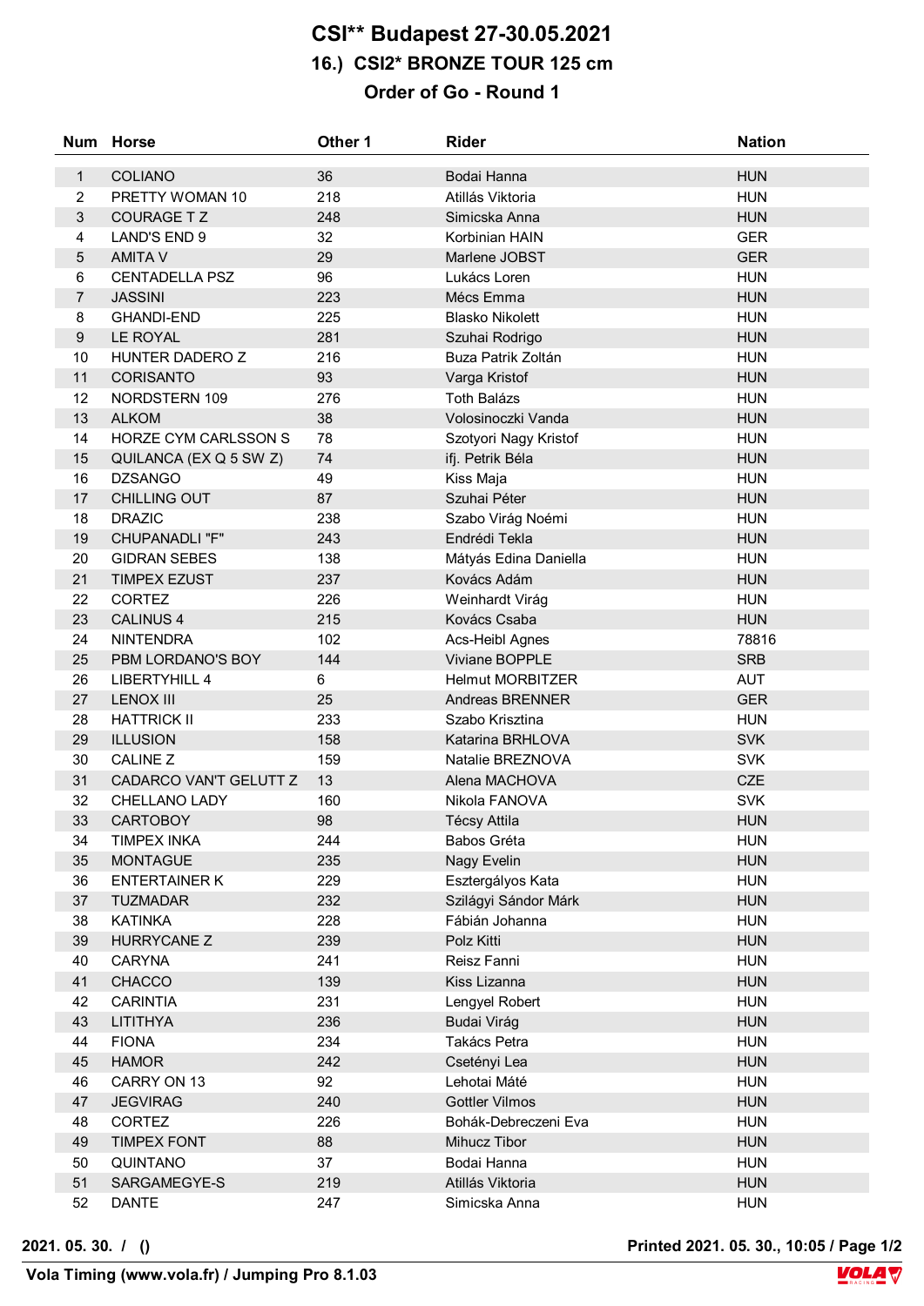# CSI** Budapest 27-30.05.2021

## 16.) CSI2* BRONZE TOUR 125 cm

### Order of Go - Round 1

| Num | Horse | Other 1 | Rider | Nation |
|---|---|---|---|---|
| 1 | COLIANO | 36 | Bodai Hanna | HUN |
| 2 | PRETTY WOMAN 10 | 218 | Atillás Viktoria | HUN |
| 3 | COURAGE T Z | 248 | Simicska Anna | HUN |
| 4 | LAND'S END 9 | 32 | Korbinian HAIN | GER |
| 5 | AMITA V | 29 | Marlene JOBST | GER |
| 6 | CENTADELLA PSZ | 96 | Lukács Loren | HUN |
| 7 | JASSINI | 223 | Mécs Emma | HUN |
| 8 | GHANDI-END | 225 | Blasko Nikolett | HUN |
| 9 | LE ROYAL | 281 | Szuhai Rodrigo | HUN |
| 10 | HUNTER DADERO Z | 216 | Buza Patrik Zoltán | HUN |
| 11 | CORISANTO | 93 | Varga Kristof | HUN |
| 12 | NORDSTERN 109 | 276 | Toth Balázs | HUN |
| 13 | ALKOM | 38 | Volosinoczki Vanda | HUN |
| 14 | HORZE CYM CARLSSON S | 78 | Szotyori Nagy Kristof | HUN |
| 15 | QUILANCA (EX Q 5 SW Z) | 74 | ifj. Petrik Béla | HUN |
| 16 | DZSANGO | 49 | Kiss Maja | HUN |
| 17 | CHILLING OUT | 87 | Szuhai Péter | HUN |
| 18 | DRAZIC | 238 | Szabo Virág Noémi | HUN |
| 19 | CHUPANADLI "F" | 243 | Endrédi Tekla | HUN |
| 20 | GIDRAN SEBES | 138 | Mátyás Edina Daniella | HUN |
| 21 | TIMPEX EZUST | 237 | Kovács Adám | HUN |
| 22 | CORTEZ | 226 | Weinhardt Virág | HUN |
| 23 | CALINUS 4 | 215 | Kovács Csaba | HUN |
| 24 | NINTENDRA | 102 | Acs-Heibl Agnes | 78816 |
| 25 | PBM LORDANO'S BOY | 144 | Viviane BOPPLE | SRB |
| 26 | LIBERTYHILL 4 | 6 | Helmut MORBITZER | AUT |
| 27 | LENOX III | 25 | Andreas BRENNER | GER |
| 28 | HATTRICK II | 233 | Szabo Krisztina | HUN |
| 29 | ILLUSION | 158 | Katarina BRHLOVA | SVK |
| 30 | CALINE Z | 159 | Natalie BREZNOVA | SVK |
| 31 | CADARCO VAN'T GELUTT Z | 13 | Alena MACHOVA | CZE |
| 32 | CHELLANO LADY | 160 | Nikola FANOVA | SVK |
| 33 | CARTOBOY | 98 | Técsy Attila | HUN |
| 34 | TIMPEX INKA | 244 | Babos Gréta | HUN |
| 35 | MONTAGUE | 235 | Nagy Evelin | HUN |
| 36 | ENTERTAINER K | 229 | Esztergályos Kata | HUN |
| 37 | TUZMADAR | 232 | Szilágyi Sándor Márk | HUN |
| 38 | KATINKA | 228 | Fábián Johanna | HUN |
| 39 | HURRYCANE Z | 239 | Polz Kitti | HUN |
| 40 | CARYNA | 241 | Reisz Fanni | HUN |
| 41 | CHACCO | 139 | Kiss Lizanna | HUN |
| 42 | CARINTIA | 231 | Lengyel Robert | HUN |
| 43 | LITITHYA | 236 | Budai Virág | HUN |
| 44 | FIONA | 234 | Takács Petra | HUN |
| 45 | HAMOR | 242 | Csetényi Lea | HUN |
| 46 | CARRY ON 13 | 92 | Lehotai Máté | HUN |
| 47 | JEGVIRAG | 240 | Gottler Vilmos | HUN |
| 48 | CORTEZ | 226 | Bohák-Debreczeni Eva | HUN |
| 49 | TIMPEX FONT | 88 | Mihucz Tibor | HUN |
| 50 | QUINTANO | 37 | Bodai Hanna | HUN |
| 51 | SARGAMEGYE-S | 219 | Atillás Viktoria | HUN |
| 52 | DANTE | 247 | Simicska Anna | HUN |

**2021. 05. 30. / ()**

**Printed 2021. 05. 30., 10:05 / Page 1/2**

**Vola Timing (www.vola.fr) / Jumping Pro 8.1.03**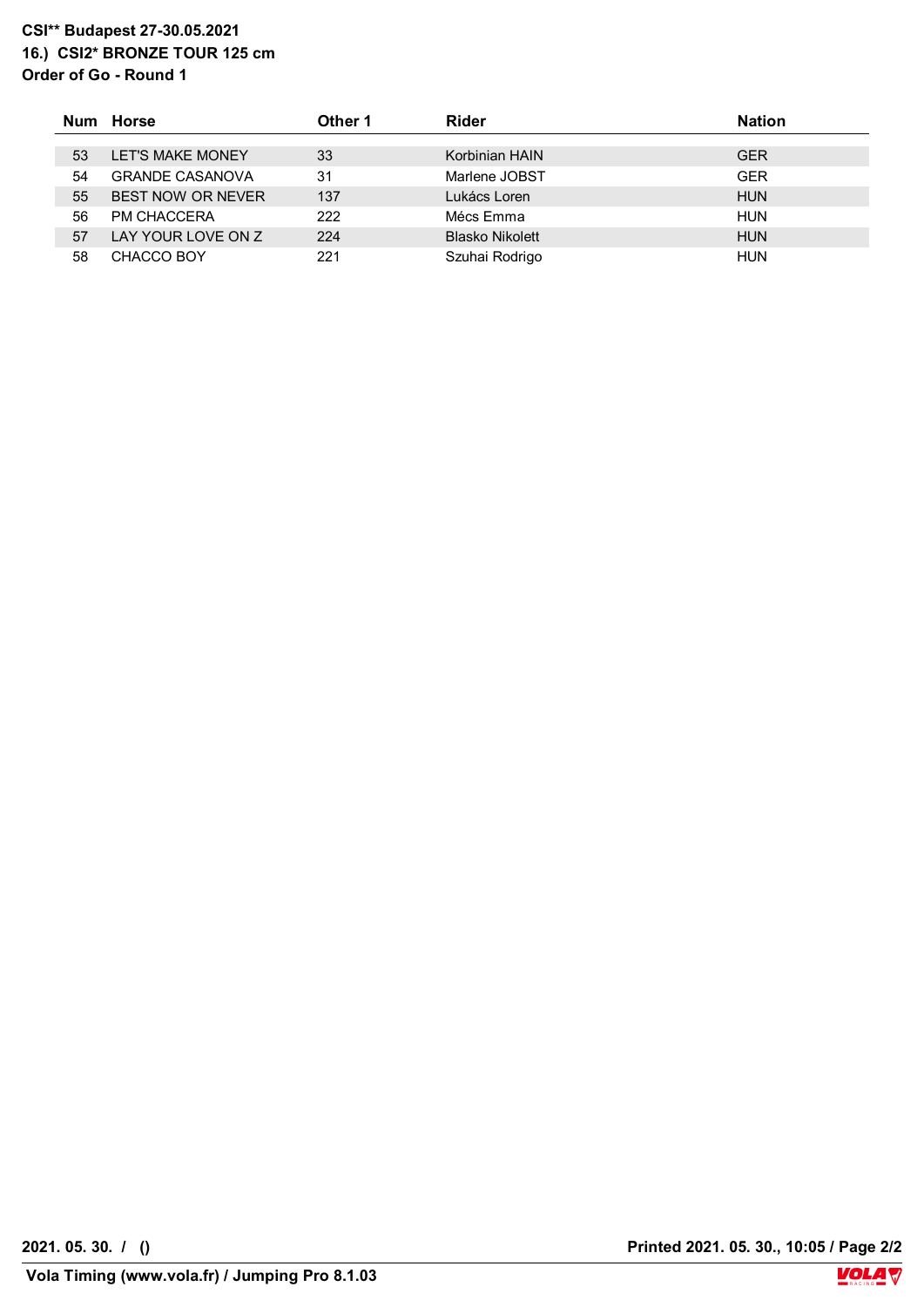**CSI** Budapest 27-30.05.2021**
**16.) CSI2* BRONZE TOUR 125 cm**
**Order of Go - Round 1**

| Num | Horse | Other 1 | Rider | Nation |
|---|---|---|---|---|
| 53 | LET'S MAKE MONEY | 33 | Korbinian HAIN | GER |
| 54 | GRANDE CASANOVA | 31 | Marlene JOBST | GER |
| 55 | BEST NOW OR NEVER | 137 | Lukács Loren | HUN |
| 56 | PM CHACCERA | 222 | Mécs Emma | HUN |
| 57 | LAY YOUR LOVE ON Z | 224 | Blasko Nikolett | HUN |
| 58 | CHACCO BOY | 221 | Szuhai Rodrigo | HUN |

**2021. 05. 30. / ()**

**Printed 2021. 05. 30., 10:05**

**Vola Timing (www.vola.fr) / Jumping Pro 8.1.03**